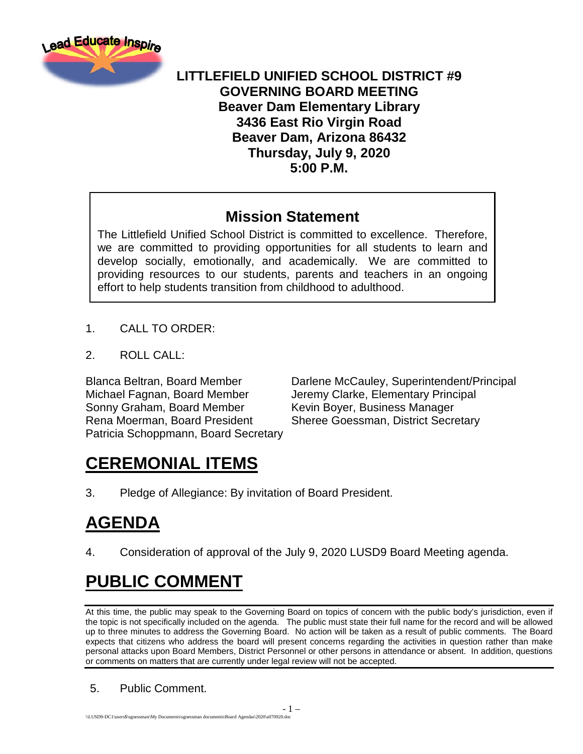Lead Educate Inspire

**LITTLEFIELD UNIFIED SCHOOL DISTRICT #9**
**GOVERNING BOARD MEETING**
**Beaver Dam Elementary Library**
**3436 East Rio Virgin Road**
**Beaver Dam, Arizona 86432**
**Thursday, July 9, 2020**
**5:00 P.M.**

## Mission Statement

The Littlefield Unified School District is committed to excellence. Therefore, we are committed to providing opportunities for all students to learn and develop socially, emotionally, and academically. We are committed to providing resources to our students, parents and teachers in an ongoing effort to help students transition from childhood to adulthood.

1. CALL TO ORDER:

2. ROLL CALL:

Blanca Beltran, Board Member
Michael Fagnan, Board Member
Sonny Graham, Board Member
Rena Moerman, Board President
Patricia Schoppmann, Board Secretary

Darlene McCauley, Superintendent/Principal
Jeremy Clarke, Elementary Principal
Kevin Boyer, Business Manager
Sheree Goessman, District Secretary

# CEREMONIAL ITEMS

3. Pledge of Allegiance: By invitation of Board President.

# AGENDA

4. Consideration of approval of the July 9, 2020 LUSD9 Board Meeting agenda.

# PUBLIC COMMENT

At this time, the public may speak to the Governing Board on topics of concern with the public body's jurisdiction, even if the topic is not specifically included on the agenda. The public must state their full name for the record and will be allowed up to three minutes to address the Governing Board. No action will be taken as a result of public comments. The Board expects that citizens who address the board will present concerns regarding the activities in question rather than make personal attacks upon Board Members, District Personnel or other persons in attendance or absent. In addition, questions or comments on matters that are currently under legal review will not be accepted.

5. Public Comment.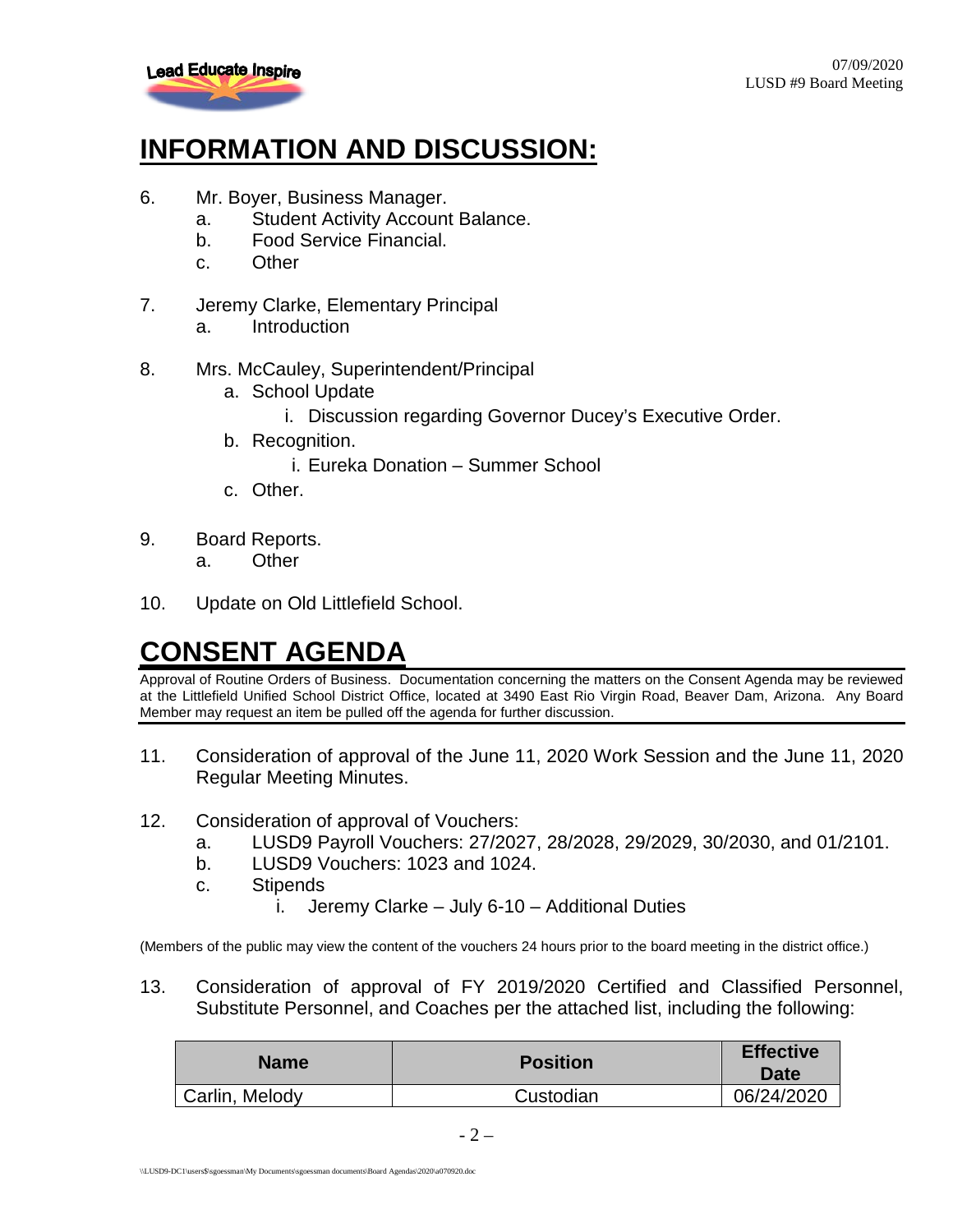# INFORMATION AND DISCUSSION:

6. Mr. Boyer, Business Manager.
   a. Student Activity Account Balance.
   b. Food Service Financial.
   c. Other

7. Jeremy Clarke, Elementary Principal
   a. Introduction

8. Mrs. McCauley, Superintendent/Principal
   a. School Update
      i. Discussion regarding Governor Ducey's Executive Order.
   b. Recognition.
      i. Eureka Donation – Summer School
   c. Other.

9. Board Reports.
   a. Other

10. Update on Old Littlefield School.

# CONSENT AGENDA

Approval of Routine Orders of Business. Documentation concerning the matters on the Consent Agenda may be reviewed at the Littlefield Unified School District Office, located at 3490 East Rio Virgin Road, Beaver Dam, Arizona. Any Board Member may request an item be pulled off the agenda for further discussion.

11. Consideration of approval of the June 11, 2020 Work Session and the June 11, 2020 Regular Meeting Minutes.

12. Consideration of approval of Vouchers:
    a. LUSD9 Payroll Vouchers: 27/2027, 28/2028, 29/2029, 30/2030, and 01/2101.
    b. LUSD9 Vouchers: 1023 and 1024.
    c. Stipends
       i. Jeremy Clarke – July 6-10 – Additional Duties

(Members of the public may view the content of the vouchers 24 hours prior to the board meeting in the district office.)

13. Consideration of approval of FY 2019/2020 Certified and Classified Personnel, Substitute Personnel, and Coaches per the attached list, including the following:

| Name | Position | Effective Date |
|---|---|---|
| Carlin, Melody | Custodian | 06/24/2020 |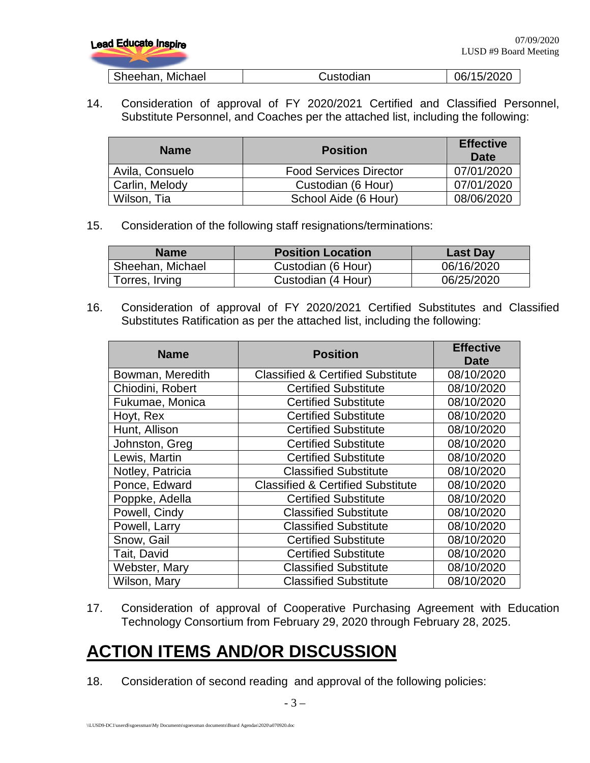| | | |
|---|---|---|
| Sheehan, Michael | Custodian | 06/15/2020 |

14. Consideration of approval of FY 2020/2021 Certified and Classified Personnel, Substitute Personnel, and Coaches per the attached list, including the following:

| Name | Position | Effective Date |
|---|---|---|
| Avila, Consuelo | Food Services Director | 07/01/2020 |
| Carlin, Melody | Custodian (6 Hour) | 07/01/2020 |
| Wilson, Tia | School Aide (6 Hour) | 08/06/2020 |

15. Consideration of the following staff resignations/terminations:

| Name | Position Location | Last Day |
|---|---|---|
| Sheehan, Michael | Custodian (6 Hour) | 06/16/2020 |
| Torres, Irving | Custodian (4 Hour) | 06/25/2020 |

16. Consideration of approval of FY 2020/2021 Certified Substitutes and Classified Substitutes Ratification as per the attached list, including the following:

| Name | Position | Effective Date |
|---|---|---|
| Bowman, Meredith | Classified & Certified Substitute | 08/10/2020 |
| Chiodini, Robert | Certified Substitute | 08/10/2020 |
| Fukumae, Monica | Certified Substitute | 08/10/2020 |
| Hoyt, Rex | Certified Substitute | 08/10/2020 |
| Hunt, Allison | Certified Substitute | 08/10/2020 |
| Johnston, Greg | Certified Substitute | 08/10/2020 |
| Lewis, Martin | Certified Substitute | 08/10/2020 |
| Notley, Patricia | Classified Substitute | 08/10/2020 |
| Ponce, Edward | Classified & Certified Substitute | 08/10/2020 |
| Poppke, Adella | Certified Substitute | 08/10/2020 |
| Powell, Cindy | Classified Substitute | 08/10/2020 |
| Powell, Larry | Classified Substitute | 08/10/2020 |
| Snow, Gail | Certified Substitute | 08/10/2020 |
| Tait, David | Certified Substitute | 08/10/2020 |
| Webster, Mary | Classified Substitute | 08/10/2020 |
| Wilson, Mary | Classified Substitute | 08/10/2020 |

17. Consideration of approval of Cooperative Purchasing Agreement with Education Technology Consortium from February 29, 2020 through February 28, 2025.

# ACTION ITEMS AND/OR DISCUSSION

18. Consideration of second reading and approval of the following policies: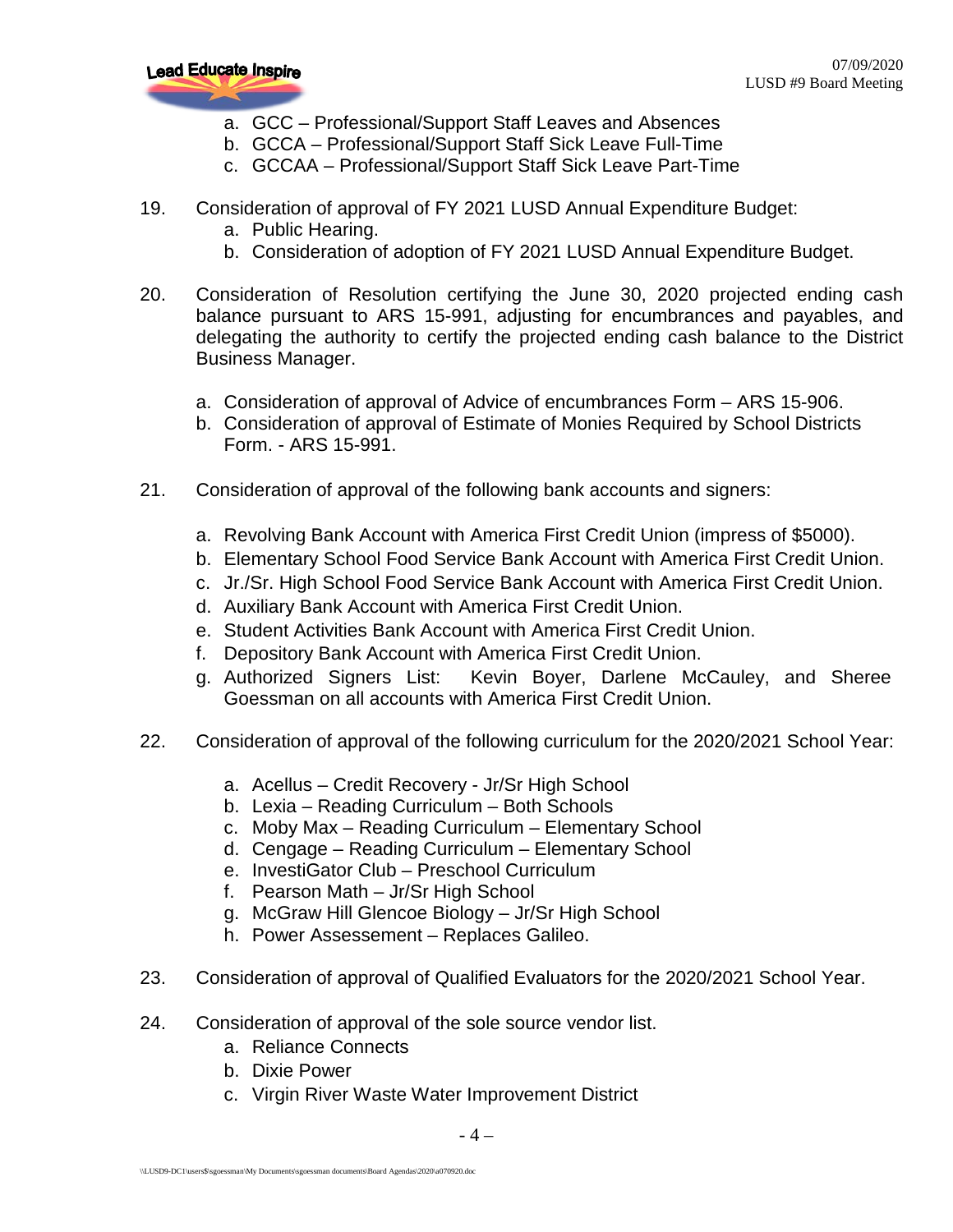a. GCC – Professional/Support Staff Leaves and Absences
   b. GCCA – Professional/Support Staff Sick Leave Full-Time
   c. GCCAA – Professional/Support Staff Sick Leave Part-Time

19. Consideration of approval of FY 2021 LUSD Annual Expenditure Budget:
    a. Public Hearing.
    b. Consideration of adoption of FY 2021 LUSD Annual Expenditure Budget.

20. Consideration of Resolution certifying the June 30, 2020 projected ending cash balance pursuant to ARS 15-991, adjusting for encumbrances and payables, and delegating the authority to certify the projected ending cash balance to the District Business Manager.

    a. Consideration of approval of Advice of encumbrances Form – ARS 15-906.
    b. Consideration of approval of Estimate of Monies Required by School Districts Form. - ARS 15-991.

21. Consideration of approval of the following bank accounts and signers:

    a. Revolving Bank Account with America First Credit Union (impress of $5000).
    b. Elementary School Food Service Bank Account with America First Credit Union.
    c. Jr./Sr. High School Food Service Bank Account with America First Credit Union.
    d. Auxiliary Bank Account with America First Credit Union.
    e. Student Activities Bank Account with America First Credit Union.
    f. Depository Bank Account with America First Credit Union.
    g. Authorized Signers List: Kevin Boyer, Darlene McCauley, and Sheree Goessman on all accounts with America First Credit Union.

22. Consideration of approval of the following curriculum for the 2020/2021 School Year:

    a. Acellus – Credit Recovery - Jr/Sr High School
    b. Lexia – Reading Curriculum – Both Schools
    c. Moby Max – Reading Curriculum – Elementary School
    d. Cengage – Reading Curriculum – Elementary School
    e. InvestiGator Club – Preschool Curriculum
    f. Pearson Math – Jr/Sr High School
    g. McGraw Hill Glencoe Biology – Jr/Sr High School
    h. Power Assessement – Replaces Galileo.

23. Consideration of approval of Qualified Evaluators for the 2020/2021 School Year.

24. Consideration of approval of the sole source vendor list.
    a. Reliance Connects
    b. Dixie Power
    c. Virgin River Waste Water Improvement District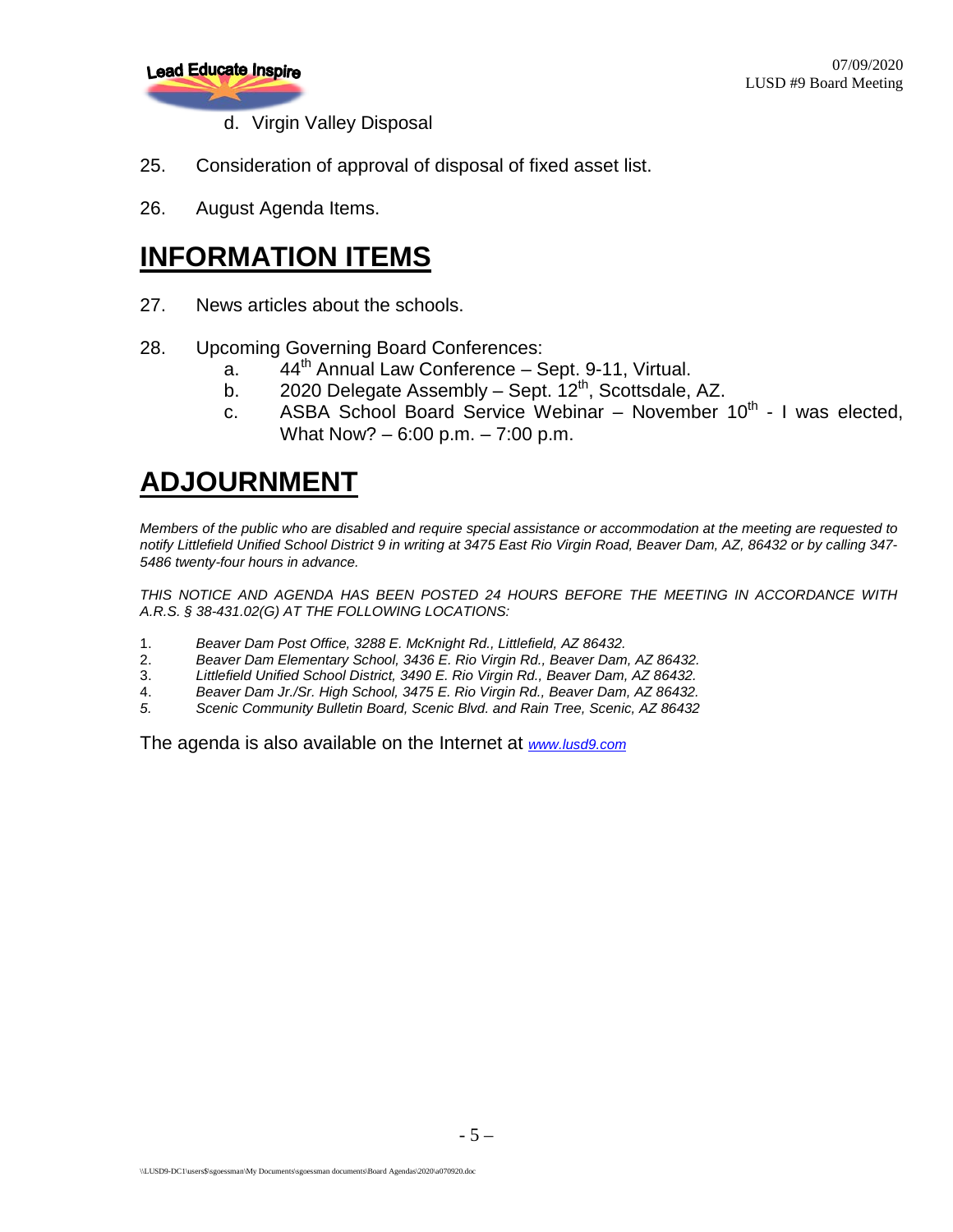d. Virgin Valley Disposal

25. Consideration of approval of disposal of fixed asset list.

26. August Agenda Items.

# INFORMATION ITEMS

27. News articles about the schools.

28. Upcoming Governing Board Conferences:
    a. 44th Annual Law Conference – Sept. 9-11, Virtual.
    b. 2020 Delegate Assembly – Sept. 12th, Scottsdale, AZ.
    c. ASBA School Board Service Webinar – November 10th - I was elected, What Now? – 6:00 p.m. – 7:00 p.m.

# ADJOURNMENT

*Members of the public who are disabled and require special assistance or accommodation at the meeting are requested to notify Littlefield Unified School District 9 in writing at 3475 East Rio Virgin Road, Beaver Dam, AZ, 86432 or by calling 347-5486 twenty-four hours in advance.*

*THIS NOTICE AND AGENDA HAS BEEN POSTED 24 HOURS BEFORE THE MEETING IN ACCORDANCE WITH A.R.S. § 38-431.02(G) AT THE FOLLOWING LOCATIONS:*

1. *Beaver Dam Post Office, 3288 E. McKnight Rd., Littlefield, AZ 86432.*
2. *Beaver Dam Elementary School, 3436 E. Rio Virgin Rd., Beaver Dam, AZ 86432.*
3. *Littlefield Unified School District, 3490 E. Rio Virgin Rd., Beaver Dam, AZ 86432.*
4. *Beaver Dam Jr./Sr. High School, 3475 E. Rio Virgin Rd., Beaver Dam, AZ 86432.*
5. *Scenic Community Bulletin Board, Scenic Blvd. and Rain Tree, Scenic, AZ 86432*

The agenda is also available on the Internet at *www.lusd9.com*